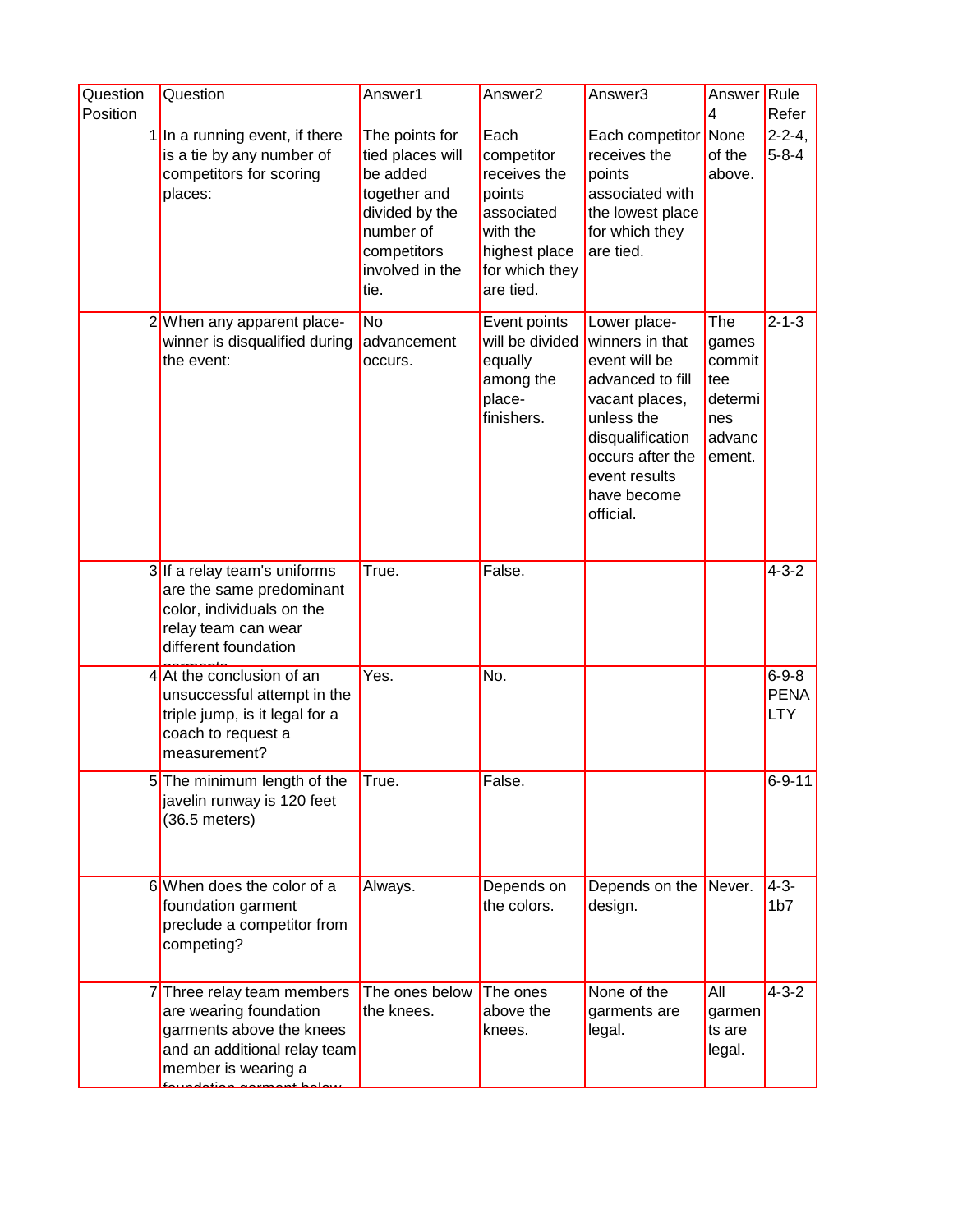| Question Position | Question | Answer1 | Answer2 | Answer3 | Answer 4 | Rule Refer |
|---|---|---|---|---|---|---|
| 1 | In a running event, if there is a tie by any number of competitors for scoring places: | The points for tied places will be added together and divided by the number of competitors involved in the tie. | Each competitor receives the points associated with the highest place for which they are tied. | Each competitor receives the points associated with the lowest place for which they are tied. | None of the above. | 2-2-4, 5-8-4 |
| 2 | When any apparent place-winner is disqualified during the event: | No advancement occurs. | Event points will be divided equally among the place-finishers. | Lower place-winners in that event will be advanced to fill vacant places, unless the disqualification occurs after the event results have become official. | The games committee determines advancement. | 2-1-3 |
| 3 | If a relay team's uniforms are the same predominant color, individuals on the relay team can wear different foundation garments | True. | False. | | | 4-3-2 |
| 4 | At the conclusion of an unsuccessful attempt in the triple jump, is it legal for a coach to request a measurement? | Yes. | No. | | | 6-9-8 PENALTY |
| 5 | The minimum length of the javelin runway is 120 feet (36.5 meters) | True. | False. | | | 6-9-11 |
| 6 | When does the color of a foundation garment preclude a competitor from competing? | Always. | Depends on the colors. | Depends on the design. | Never. | 4-3-1b7 |
| 7 | Three relay team members are wearing foundation garments above the knees and an additional relay team member is wearing a foundation garment below | The ones below the knees. | The ones above the knees. | None of the garments are legal. | All garments are legal. | 4-3-2 |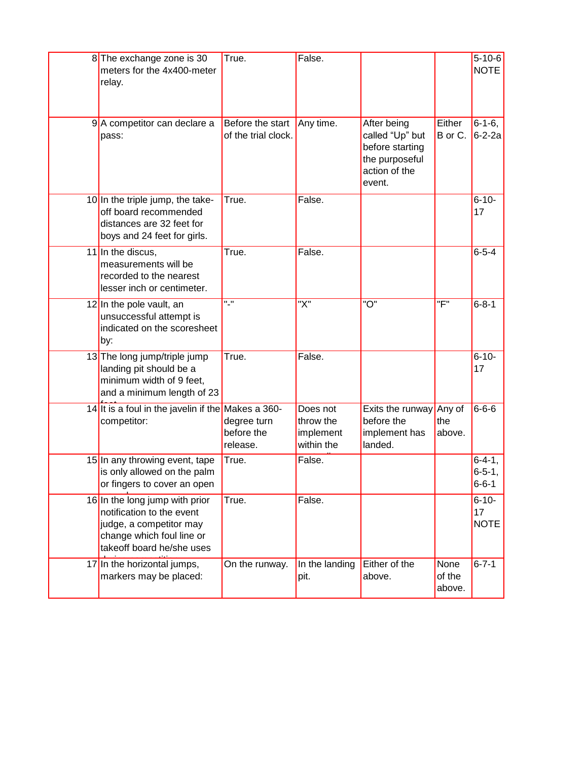| | | | | | | |
|---|---|---|---|---|---|---|
| 8 | The exchange zone is 30 meters for the 4x400-meter relay. | True. | False. | | | 5-10-6 NOTE |
| 9 | A competitor can declare a pass: | Before the start of the trial clock. | Any time. | After being called "Up" but before starting the purposeful action of the event. | Either B or C. | 6-1-6, 6-2-2a |
| 10 | In the triple jump, the take-off board recommended distances are 32 feet for boys and 24 feet for girls. | True. | False. | | | 6-10-17 |
| 11 | In the discus, measurements will be recorded to the nearest lesser inch or centimeter. | True. | False. | | | 6-5-4 |
| 12 | In the pole vault, an unsuccessful attempt is indicated on the scoresheet by: | "-" | "X" | "O" | "F" | 6-8-1 |
| 13 | The long jump/triple jump landing pit should be a minimum width of 9 feet, and a minimum length of 23 feet. | True. | False. | | | 6-10-17 |
| 14 | It is a foul in the javelin if the competitor: | Makes a 360-degree turn before the release. | Does not throw the implement within the | Exits the runway before the implement has landed. | Any of the above. | 6-6-6 |
| 15 | In any throwing event, tape is only allowed on the palm or fingers to cover an open | True. | False. | | | 6-4-1, 6-5-1, 6-6-1 |
| 16 | In the long jump with prior notification to the event judge, a competitor may change which foul line or takeoff board he/she uses | True. | False. | | | 6-10-17 NOTE |
| 17 | In the horizontal jumps, markers may be placed: | On the runway. | In the landing pit. | Either of the above. | None of the above. | 6-7-1 |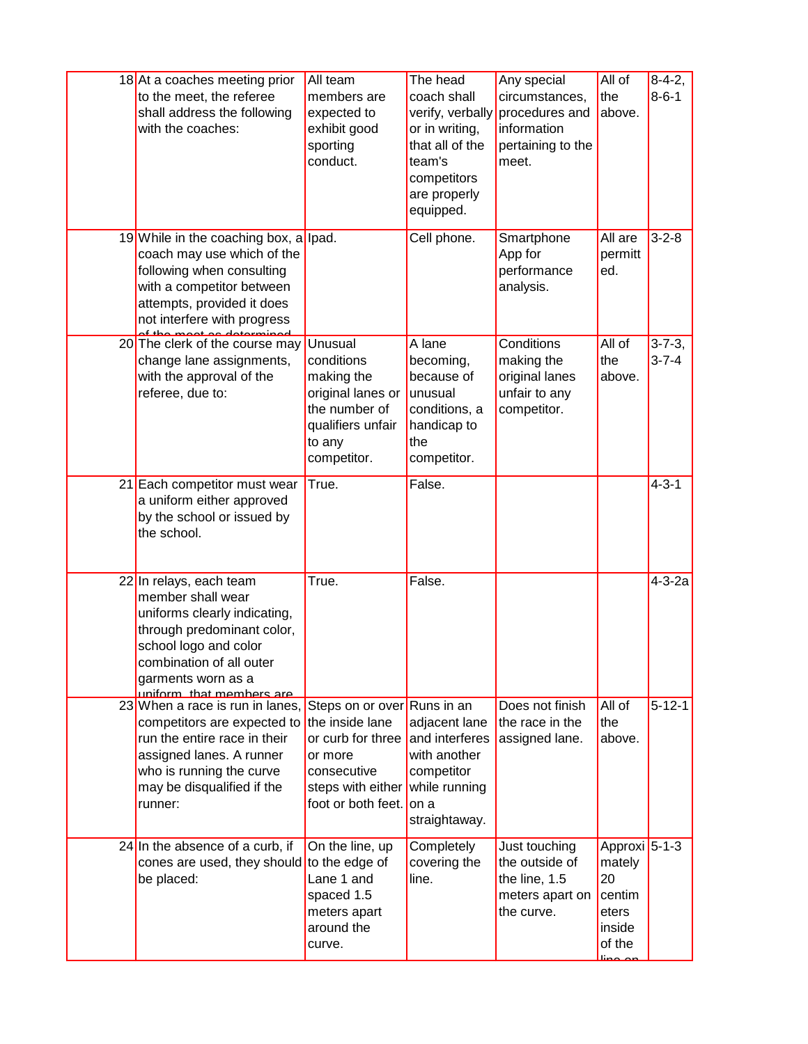| | | | | | | |
|---|---|---|---|---|---|---|
| 18 | At a coaches meeting prior to the meet, the referee shall address the following with the coaches: | All team members are expected to exhibit good sporting conduct. | The head coach shall verify, verbally or in writing, that all of the team's competitors are properly equipped. | Any special circumstances, procedures and information pertaining to the meet. | All of the above. | 8-4-2, 8-6-1 |
| 19 | While in the coaching box, a coach may use which of the following when consulting with a competitor between attempts, provided it does not interfere with progress of the meet as determined | Ipad. | Cell phone. | Smartphone App for performance analysis. | All are permitted. | 3-2-8 |
| 20 | The clerk of the course may change lane assignments, with the approval of the referee, due to: | Unusual conditions making the original lanes or the number of qualifiers unfair to any competitor. | A lane becoming, because of unusual conditions, a handicap to the competitor. | Conditions making the original lanes unfair to any competitor. | All of the above. | 3-7-3, 3-7-4 |
| 21 | Each competitor must wear a uniform either approved by the school or issued by the school. | True. | False. | | | 4-3-1 |
| 22 | In relays, each team member shall wear uniforms clearly indicating, through predominant color, school logo and color combination of all outer garments worn as a uniform, that members are | True. | False. | | | 4-3-2a |
| 23 | When a race is run in lanes, competitors are expected to run the entire race in their assigned lanes. A runner who is running the curve may be disqualified if the runner: | Steps on or over the inside lane or curb for three or more consecutive steps with either foot or both feet. | Runs in an adjacent lane and interferes with another competitor while running on a straightaway. | Does not finish the race in the assigned lane. | All of the above. | 5-12-1 |
| 24 | In the absence of a curb, if cones are used, they should be placed: | On the line, up to the edge of Lane 1 and spaced 1.5 meters apart around the curve. | Completely covering the line. | Just touching the outside of the line, 1.5 meters apart on the curve. | Approximately 20 centimeters inside of the line on | 5-1-3 |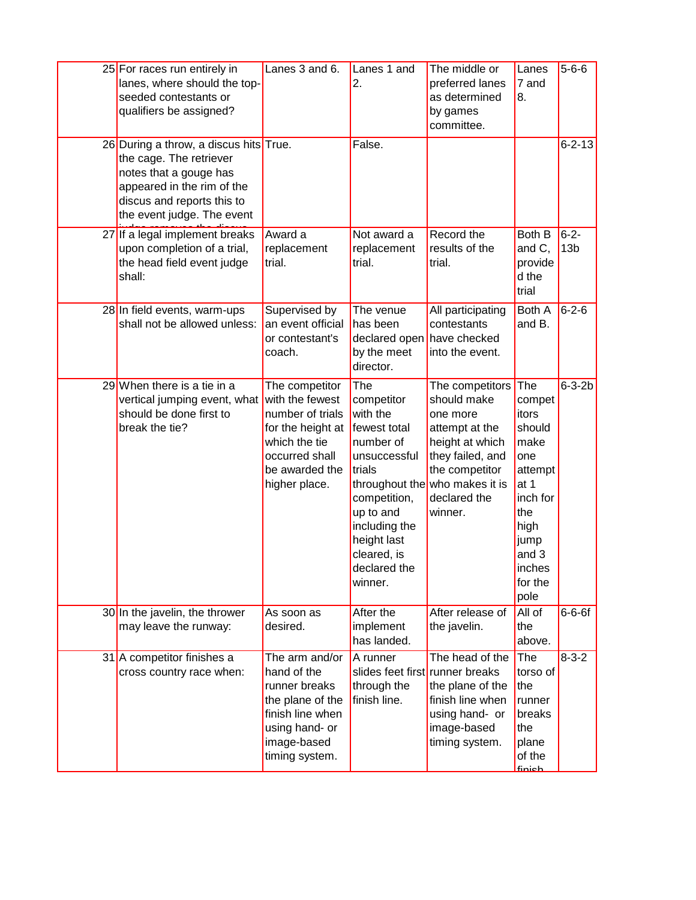| 25 | For races run entirely in lanes, where should the top-seeded contestants or qualifiers be assigned? | Lanes 3 and 6. | Lanes 1 and 2. | The middle or preferred lanes as determined by games committee. | Lanes 7 and 8. | 5-6-6 |
|---|---|---|---|---|---|---|
| 26 | During a throw, a discus hits the cage. The retriever notes that a gouge has appeared in the rim of the discus and reports this to the event judge. The event judge removes the discus | True. | False. | | | 6-2-13 |
| 27 | If a legal implement breaks upon completion of a trial, the head field event judge shall: | Award a replacement trial. | Not award a replacement trial. | Record the results of the trial. | Both B and C, provided the trial | 6-2-13b |
| 28 | In field events, warm-ups shall not be allowed unless: | Supervised by an event official or contestant's coach. | The venue has been declared open by the meet director. | All participating contestants have checked into the event. | Both A and B. | 6-2-6 |
| 29 | When there is a tie in a vertical jumping event, what should be done first to break the tie? | The competitor with the fewest number of trials for the height at which the tie occurred shall be awarded the higher place. | The competitor with the fewest total number of unsuccessful trials throughout the competition, up to and including the height last cleared, is declared the winner. | The competitors should make one more attempt at the height at which they failed, and the competitor who makes it is declared the winner. | The competitors should make one attempt at 1 inch for the high jump and 3 inches for the pole | 6-3-2b |
| 30 | In the javelin, the thrower may leave the runway: | As soon as desired. | After the implement has landed. | After release of the javelin. | All of the above. | 6-6-6f |
| 31 | A competitor finishes a cross country race when: | The arm and/or hand of the runner breaks the plane of the finish line when using hand- or image-based timing system. | A runner slides feet first through the finish line. | The head of the runner breaks the plane of the finish line when using hand- or image-based timing system. | The torso of the runner breaks the plane of the finish | 8-3-2 |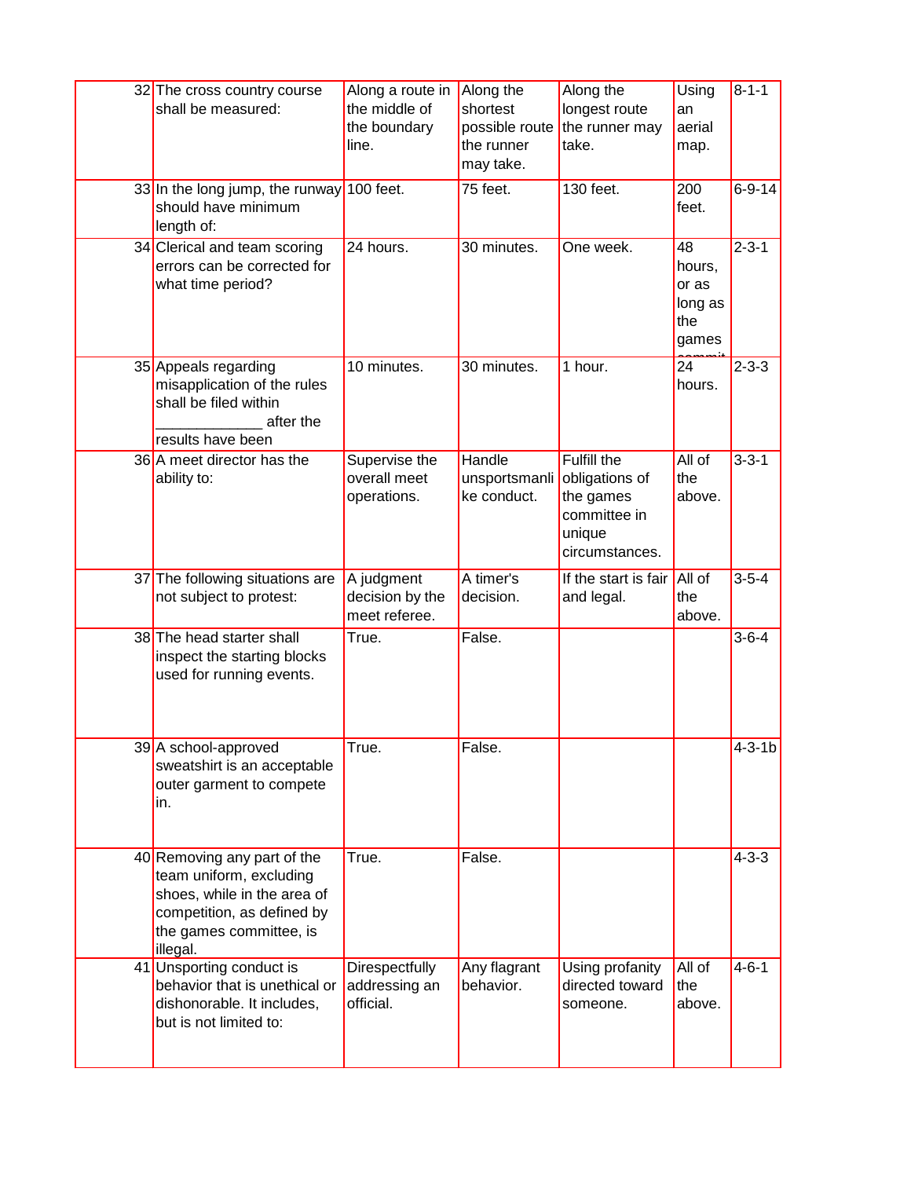| | | | | | | |
|---|---|---|---|---|---|---|
| 32 | The cross country course shall be measured: | Along a route in the middle of the boundary line. | Along the shortest possible route the runner may take. | Along the longest route the runner may take. | Using an aerial map. | 8-1-1 |
| 33 | In the long jump, the runway should have minimum length of: | 100 feet. | 75 feet. | 130 feet. | 200 feet. | 6-9-14 |
| 34 | Clerical and team scoring errors can be corrected for what time period? | 24 hours. | 30 minutes. | One week. | 48 hours, or as long as the games commit | 2-3-1 |
| 35 | Appeals regarding misapplication of the rules shall be filed within _____________ after the results have been | 10 minutes. | 30 minutes. | 1 hour. | 24 hours. | 2-3-3 |
| 36 | A meet director has the ability to: | Supervise the overall meet operations. | Handle unsportsmanlike conduct. | Fulfill the obligations of the games committee in unique circumstances. | All of the above. | 3-3-1 |
| 37 | The following situations are not subject to protest: | A judgment decision by the meet referee. | A timer's decision. | If the start is fair and legal. | All of the above. | 3-5-4 |
| 38 | The head starter shall inspect the starting blocks used for running events. | True. | False. | | | 3-6-4 |
| 39 | A school-approved sweatshirt is an acceptable outer garment to compete in. | True. | False. | | | 4-3-1b |
| 40 | Removing any part of the team uniform, excluding shoes, while in the area of competition, as defined by the games committee, is illegal. | True. | False. | | | 4-3-3 |
| 41 | Unsporting conduct is behavior that is unethical or dishonorable. It includes, but is not limited to: | Direspectfully addressing an official. | Any flagrant behavior. | Using profanity directed toward someone. | All of the above. | 4-6-1 |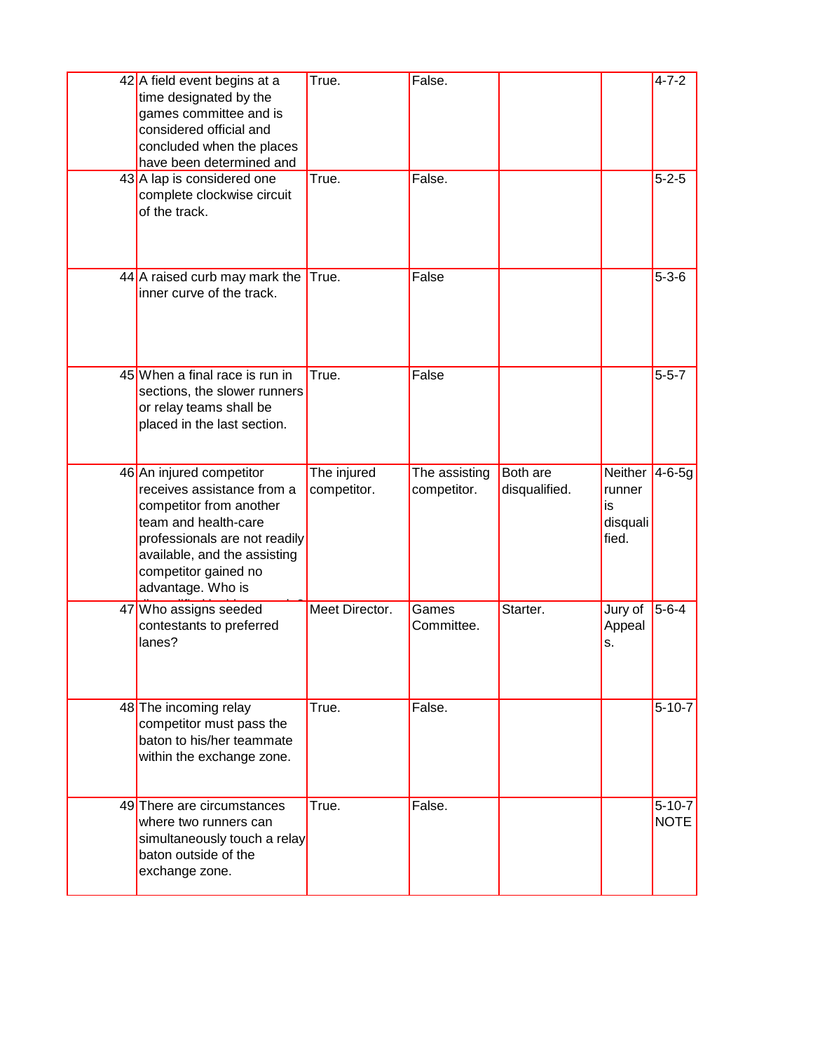| | | | | | | |
|---|---|---|---|---|---|---|
| 42 | A field event begins at a time designated by the games committee and is considered official and concluded when the places have been determined and | True. | False. | | | 4-7-2 |
| 43 | A lap is considered one complete clockwise circuit of the track. | True. | False. | | | 5-2-5 |
| 44 | A raised curb may mark the inner curve of the track. | True. | False | | | 5-3-6 |
| 45 | When a final race is run in sections, the slower runners or relay teams shall be placed in the last section. | True. | False | | | 5-5-7 |
| 46 | An injured competitor receives assistance from a competitor from another team and health-care professionals are not readily available, and the assisting competitor gained no advantage. Who is | The injured competitor. | The assisting competitor. | Both are disqualified. | Neither runner is disqualified. | 4-6-5g |
| 47 | Who assigns seeded contestants to preferred lanes? | Meet Director. | Games Committee. | Starter. | Jury of Appeals. | 5-6-4 |
| 48 | The incoming relay competitor must pass the baton to his/her teammate within the exchange zone. | True. | False. | | | 5-10-7 |
| 49 | There are circumstances where two runners can simultaneously touch a relay baton outside of the exchange zone. | True. | False. | | | 5-10-7 NOTE |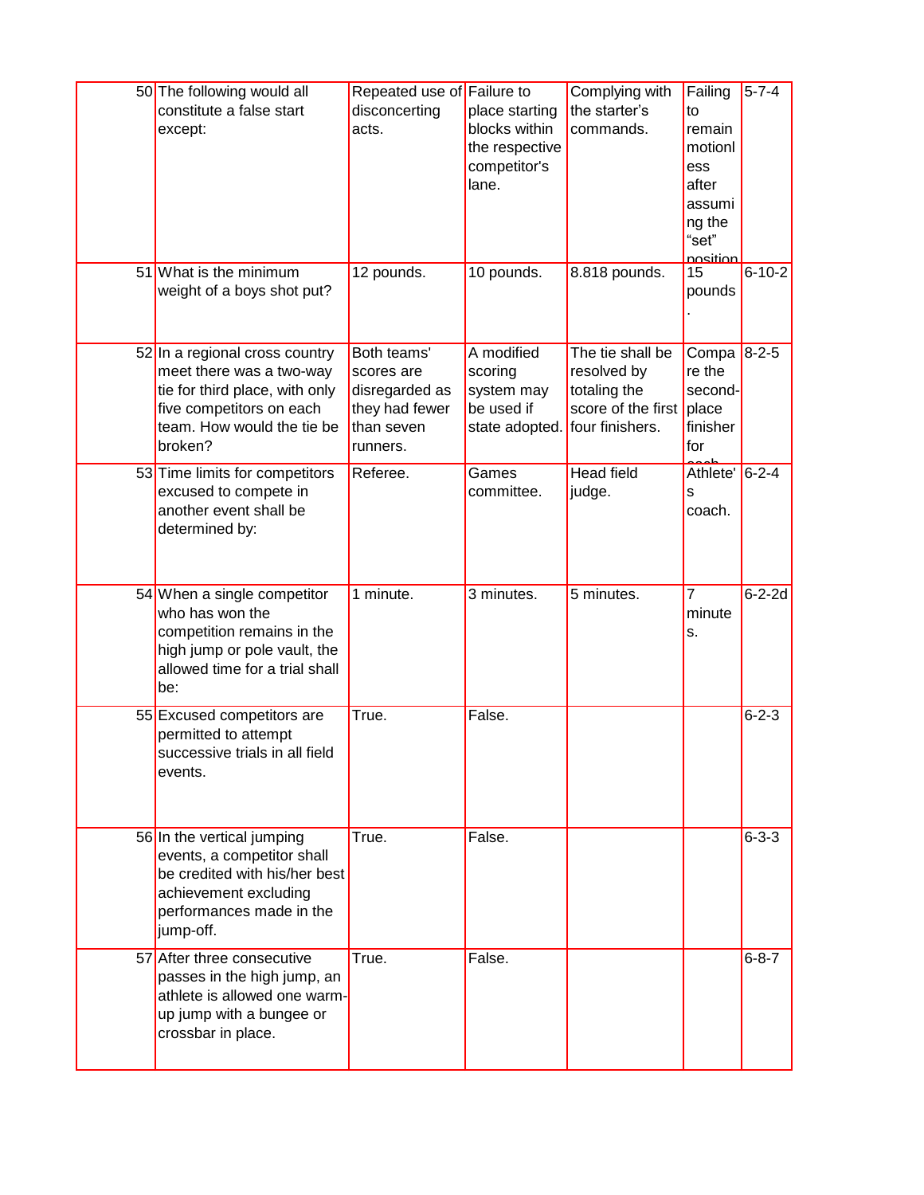| | | | | | | |
|---|---|---|---|---|---|---|
| 50 | The following would all constitute a false start except: | Repeated use of disconcerting acts. | Failure to place starting blocks within the respective competitor's lane. | Complying with the starter's commands. | Failing to remain motionless after assuming the "set" position | 5-7-4 |
| 51 | What is the minimum weight of a boys shot put? | 12 pounds. | 10 pounds. | 8.818 pounds. | 15 pounds. | 6-10-2 |
| 52 | In a regional cross country meet there was a two-way tie for third place, with only five competitors on each team. How would the tie be broken? | Both teams' scores are disregarded as they had fewer than seven runners. | A modified scoring system may be used if state adopted. | The tie shall be resolved by totaling the score of the first four finishers. | Compare the second-place finisher for each | 8-2-5 |
| 53 | Time limits for competitors excused to compete in another event shall be determined by: | Referee. | Games committee. | Head field judge. | Athlete's coach. | 6-2-4 |
| 54 | When a single competitor who has won the competition remains in the high jump or pole vault, the allowed time for a trial shall be: | 1 minute. | 3 minutes. | 5 minutes. | 7 minutes. | 6-2-2d |
| 55 | Excused competitors are permitted to attempt successive trials in all field events. | True. | False. | | | 6-2-3 |
| 56 | In the vertical jumping events, a competitor shall be credited with his/her best achievement excluding performances made in the jump-off. | True. | False. | | | 6-3-3 |
| 57 | After three consecutive passes in the high jump, an athlete is allowed one warm-up jump with a bungee or crossbar in place. | True. | False. | | | 6-8-7 |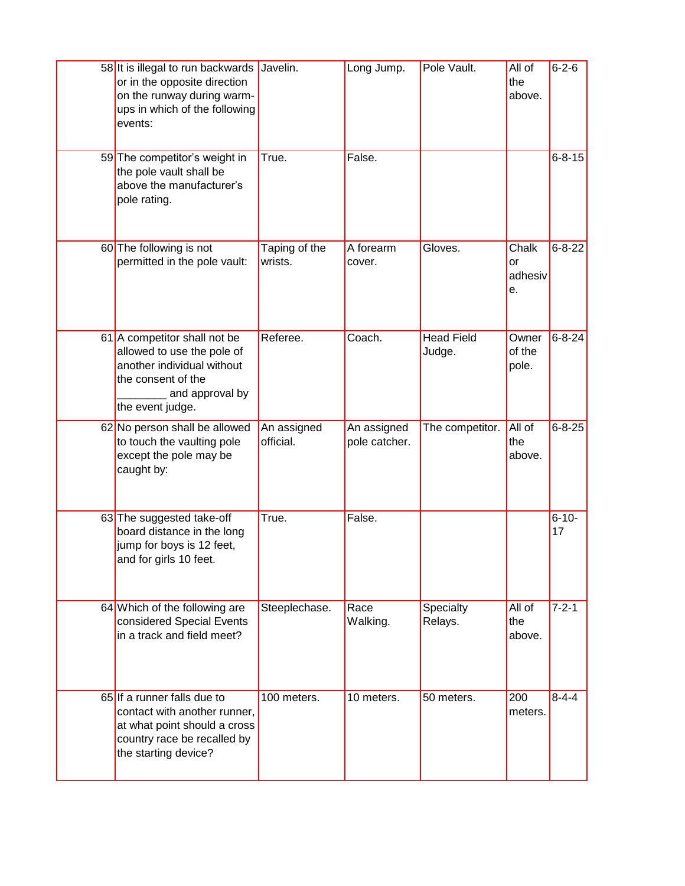| 58 | It is illegal to run backwards or in the opposite direction on the runway during warm-ups in which of the following events: | Javelin. | Long Jump. | Pole Vault. | All of the above. | 6-2-6 |
|---|---|---|---|---|---|---|
| 59 | The competitor's weight in the pole vault shall be above the manufacturer's pole rating. | True. | False. | | | 6-8-15 |
| 60 | The following is not permitted in the pole vault: | Taping of the wrists. | A forearm cover. | Gloves. | Chalk or adhesive. | 6-8-22 |
| 61 | A competitor shall not be allowed to use the pole of another individual without the consent of the ________ and approval by the event judge. | Referee. | Coach. | Head Field Judge. | Owner of the pole. | 6-8-24 |
| 62 | No person shall be allowed to touch the vaulting pole except the pole may be caught by: | An assigned official. | An assigned pole catcher. | The competitor. | All of the above. | 6-8-25 |
| 63 | The suggested take-off board distance in the long jump for boys is 12 feet, and for girls 10 feet. | True. | False. | | | 6-10-17 |
| 64 | Which of the following are considered Special Events in a track and field meet? | Steeplechase. | Race Walking. | Specialty Relays. | All of the above. | 7-2-1 |
| 65 | If a runner falls due to contact with another runner, at what point should a cross country race be recalled by the starting device? | 100 meters. | 10 meters. | 50 meters. | 200 meters. | 8-4-4 |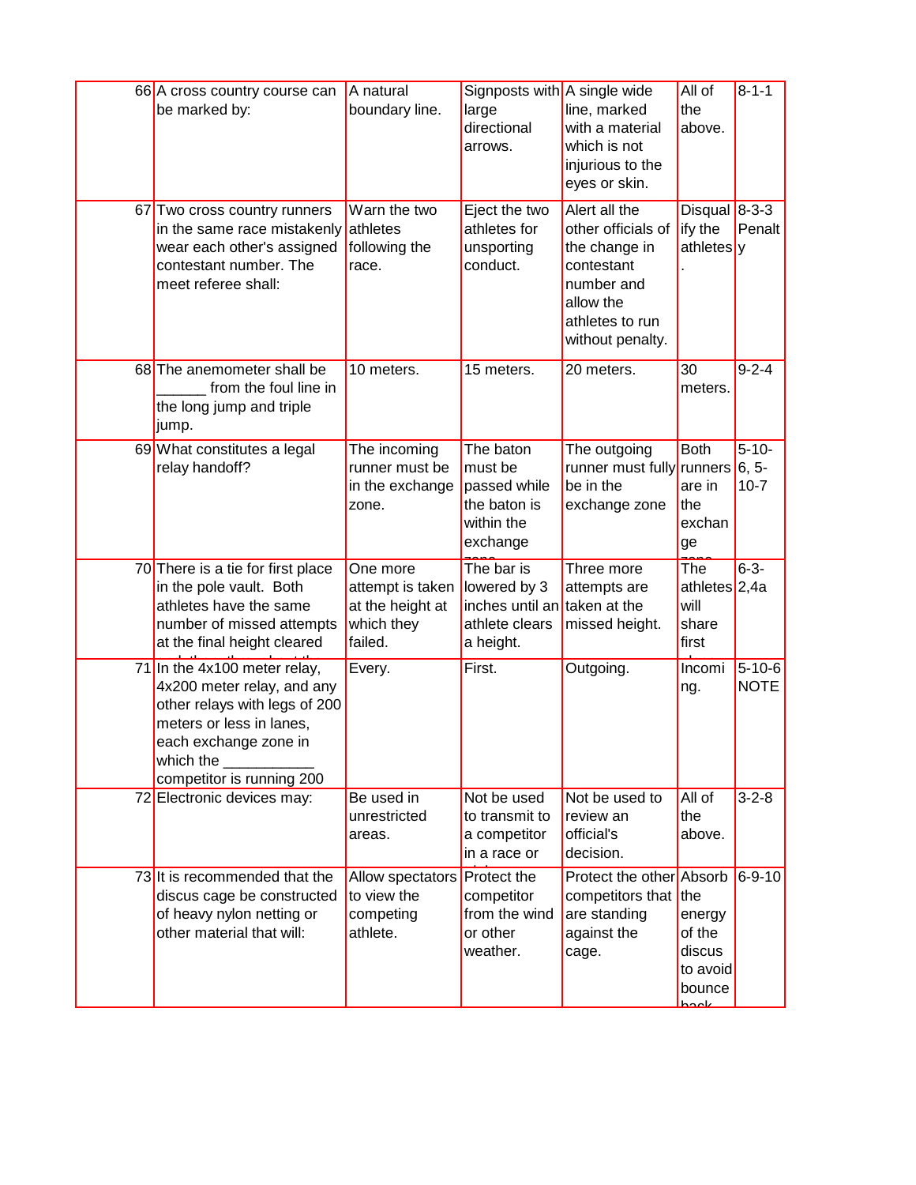| | | | | | | |
|---|---|---|---|---|---|---|
| 66 | A cross country course can be marked by: | A natural boundary line. | Signposts with large directional arrows. | A single wide line, marked with a material which is not injurious to the eyes or skin. | All of the above. | 8-1-1 |
| 67 | Two cross country runners in the same race mistakenly wear each other's assigned contestant number. The meet referee shall: | Warn the two athletes following the race. | Eject the two athletes for unsporting conduct. | Alert all the other officials of the change in contestant number and allow the athletes to run without penalty. | Disqualify the athletes. | 8-3-3 Penalty |
| 68 | The anemometer shall be ______ from the foul line in the long jump and triple jump. | 10 meters. | 15 meters. | 20 meters. | 30 meters. | 9-2-4 |
| 69 | What constitutes a legal relay handoff? | The incoming runner must be in the exchange zone. | The baton must be passed while the baton is within the exchange zone | The outgoing runner must fully be in the exchange zone | Both runners are in the exchange zone | 5-10-6, 5-10-7 |
| 70 | There is a tie for first place in the pole vault. Both athletes have the same number of missed attempts at the final height cleared and the others about th | One more attempt is taken at the height at which they failed. | The bar is lowered by 3 inches until an athlete clears a height. | Three more attempts are taken at the missed height. | The athletes will share first place | 6-3-2,4a |
| 71 | In the 4x100 meter relay, 4x200 meter relay, and any other relays with legs of 200 meters or less in lanes, each exchange zone in which the ___________ competitor is running 200 | Every. | First. | Outgoing. | Incoming. | 5-10-6 NOTE |
| 72 | Electronic devices may: | Be used in unrestricted areas. | Not be used to transmit to a competitor in a race or trial | Not be used to review an official's decision. | All of the above. | 3-2-8 |
| 73 | It is recommended that the discus cage be constructed of heavy nylon netting or other material that will: | Allow spectators to view the competing athlete. | Protect the competitor from the wind or other weather. | Protect the other competitors that are standing against the cage. | Absorb the energy of the discus to avoid bounce back | 6-9-10 |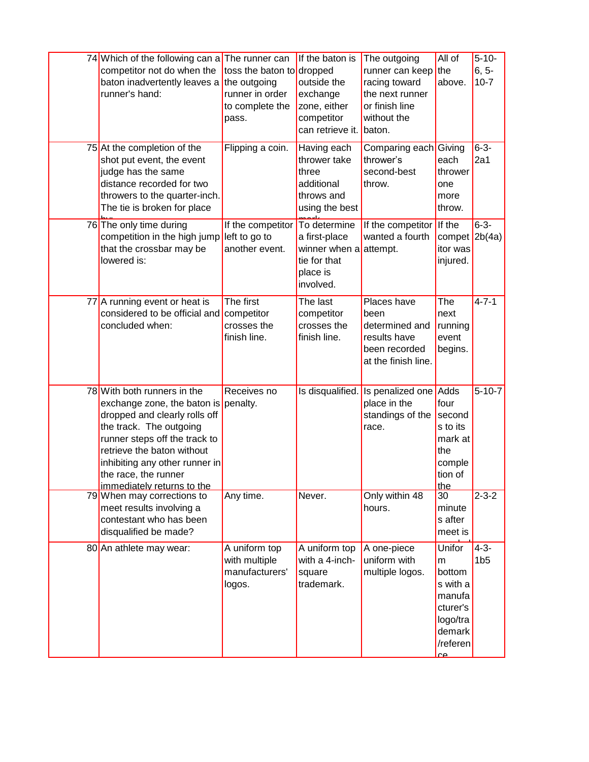| | | | | | | |
|---|---|---|---|---|---|---|
| 74 | Which of the following can a competitor not do when the baton inadvertently leaves a runner's hand: | The runner can toss the baton to the outgoing runner in order to complete the pass. | If the baton is dropped outside the exchange zone, either competitor can retrieve it. | The outgoing runner can keep racing toward the next runner or finish line without the baton. | All of the above. | 5-10-6, 5-10-7 |
| 75 | At the completion of the shot put event, the event judge has the same distance recorded for two throwers to the quarter-inch. The tie is broken for place by: | Flipping a coin. | Having each thrower take three additional throws and using the best mark. | Comparing each thrower's second-best throw. | Giving each thrower one more throw. | 6-3-2a1 |
| 76 | The only time during competition in the high jump that the crossbar may be lowered is: | If the competitor left to go to another event. | To determine a first-place winner when a tie for that place is involved. | If the competitor wanted a fourth attempt. | If the competitor was injured. | 6-3-2b(4a) |
| 77 | A running event or heat is considered to be official and concluded when: | The first competitor crosses the finish line. | The last competitor crosses the finish line. | Places have been determined and results have been recorded at the finish line. | The next running event begins. | 4-7-1 |
| 78 | With both runners in the exchange zone, the baton is dropped and clearly rolls off the track. The outgoing runner steps off the track to retrieve the baton without inhibiting any other runner in the race, the runner immediately returns to the | Receives no penalty. | Is disqualified. | Is penalized one place in the standings of the race. | Adds four seconds to its mark at the completion of the | 5-10-7 |
| 79 | When may corrections to meet results involving a contestant who has been disqualified be made? | Any time. | Never. | Only within 48 hours. | 30 minutes after meet is | 2-3-2 |
| 80 | An athlete may wear: | A uniform top with multiple manufacturers' logos. | A uniform top with a 4-inch-square trademark. | A one-piece uniform with multiple logos. | Uniform bottoms with a manufacturer's logo/trademark/reference | 4-3-1b5 |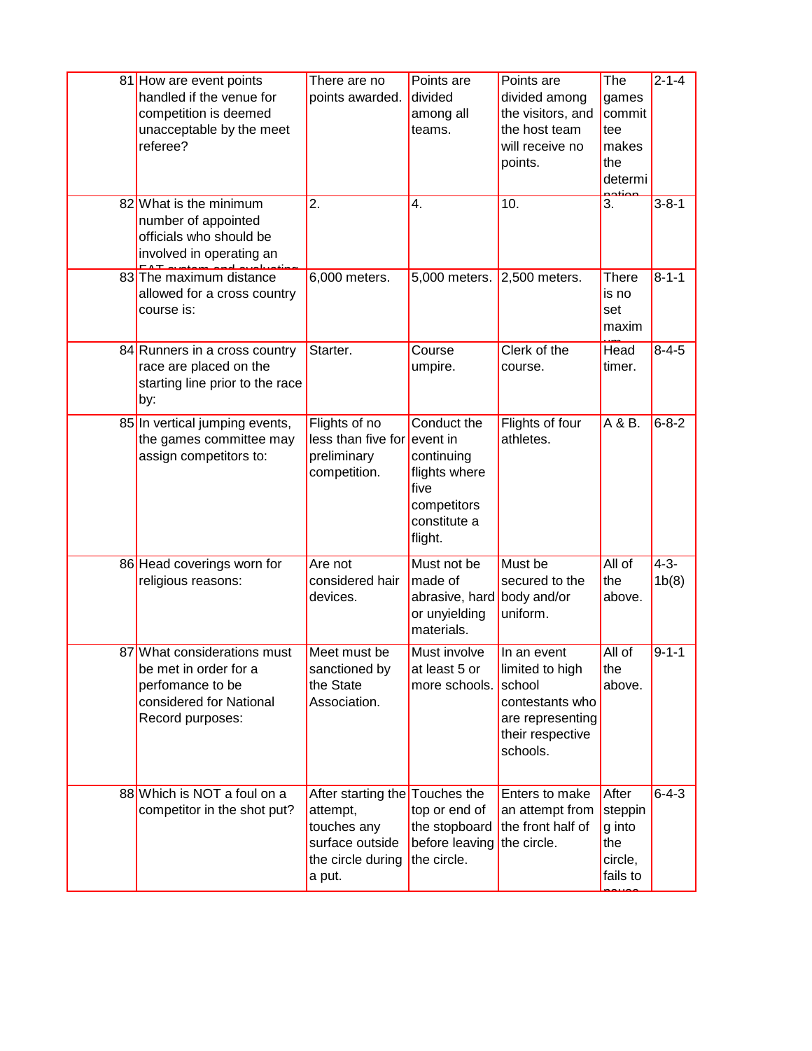| 81 | How are event points handled if the venue for competition is deemed unacceptable by the meet referee? | There are no points awarded. | Points are divided among all teams. | Points are divided among the visitors, and the host team will receive no points. | The games committee makes the determination | 2-1-4 |
|---|---|---|---|---|---|---|
| 82 | What is the minimum number of appointed officials who should be involved in operating an FAT system and evaluating | 2. | 4. | 10. | 3. | 3-8-1 |
| 83 | The maximum distance allowed for a cross country course is: | 6,000 meters. | 5,000 meters. | 2,500 meters. | There is no set maximum | 8-1-1 |
| 84 | Runners in a cross country race are placed on the starting line prior to the race by: | Starter. | Course umpire. | Clerk of the course. | Head timer. | 8-4-5 |
| 85 | In vertical jumping events, the games committee may assign competitors to: | Flights of no less than five for preliminary competition. | Conduct the event in continuing flights where five competitors constitute a flight. | Flights of four athletes. | A & B. | 6-8-2 |
| 86 | Head coverings worn for religious reasons: | Are not considered hair devices. | Must not be made of abrasive, hard or unyielding materials. | Must be secured to the body and/or uniform. | All of the above. | 4-3-1b(8) |
| 87 | What considerations must be met in order for a perfomance to be considered for National Record purposes: | Meet must be sanctioned by the State Association. | Must involve at least 5 or more schools. | In an event limited to high school contestants who are representing their respective schools. | All of the above. | 9-1-1 |
| 88 | Which is NOT a foul on a competitor in the shot put? | After starting the attempt, touches any surface outside the circle during a put. | Touches the top or end of the stopboard before leaving the circle. | Enters to make an attempt from the front half of the circle. | After stepping into the circle, fails to pause | 6-4-3 |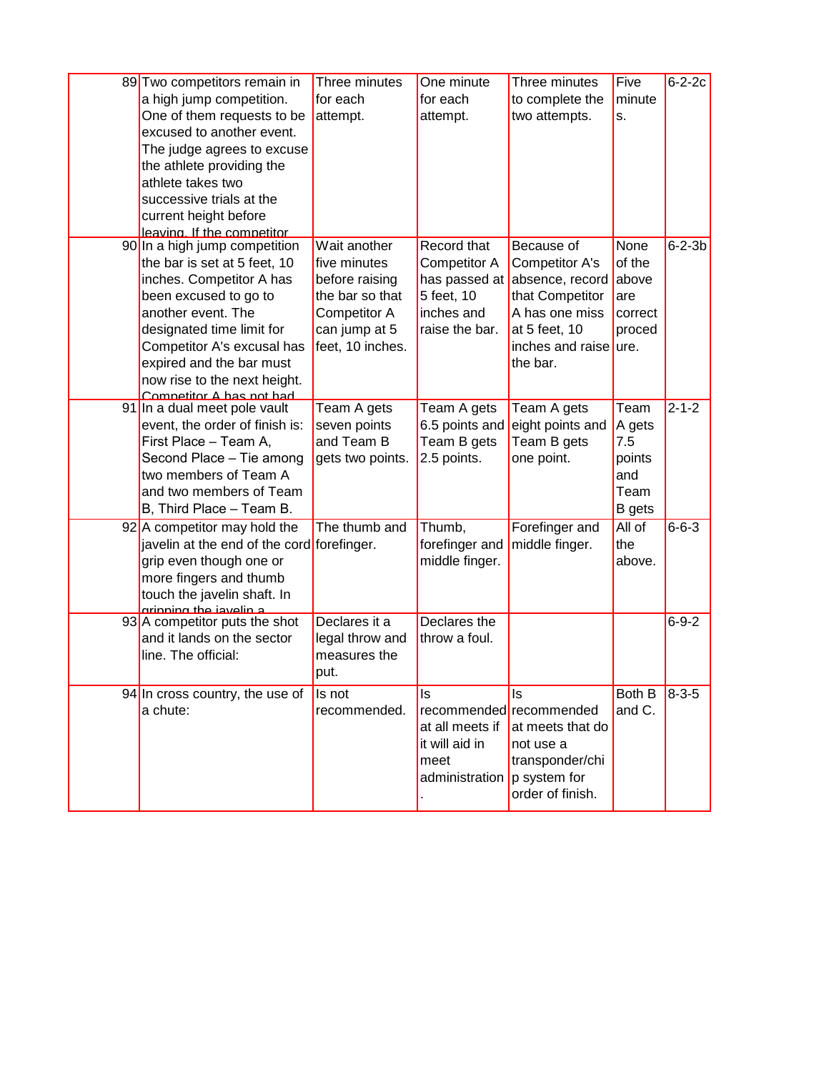| | | | | | | |
|---|---|---|---|---|---|---|
| 89 | Two competitors remain in a high jump competition. One of them requests to be excused to another event. The judge agrees to excuse the athlete providing the athlete takes two successive trials at the current height before leaving. If the competitor | Three minutes for each attempt. | One minute for each attempt. | Three minutes to complete the two attempts. | Five minutes. | 6-2-2c |
| 90 | In a high jump competition the bar is set at 5 feet, 10 inches. Competitor A has been excused to go to another event. The designated time limit for Competitor A's excusal has expired and the bar must now rise to the next height. Competitor A has not had | Wait another five minutes before raising the bar so that Competitor A can jump at 5 feet, 10 inches. | Record that Competitor A has passed at 5 feet, 10 inches and raise the bar. | Because of Competitor A's absence, record that Competitor A has one miss at 5 feet, 10 inches and raise the bar. | None of the above are correct procedure. | 6-2-3b |
| 91 | In a dual meet pole vault event, the order of finish is: First Place – Team A, Second Place – Tie among two members of Team A and two members of Team B, Third Place – Team B. | Team A gets seven points and Team B gets two points. | Team A gets 6.5 points and Team B gets 2.5 points. | Team A gets eight points and Team B gets one point. | Team A gets 7.5 points and Team B gets | 2-1-2 |
| 92 | A competitor may hold the javelin at the end of the cord grip even though one or more fingers and thumb touch the javelin shaft. In gripping the javelin a | The thumb and forefinger. | Thumb, forefinger and middle finger. | Forefinger and middle finger. | All of the above. | 6-6-3 |
| 93 | A competitor puts the shot and it lands on the sector line. The official: | Declares it a legal throw and measures the put. | Declares the throw a foul. | | | 6-9-2 |
| 94 | In cross country, the use of a chute: | Is not recommended. | Is recommended at all meets if it will aid in meet administration. | Is recommended at meets that do not use a transponder/chip system for order of finish. | Both B and C. | 8-3-5 |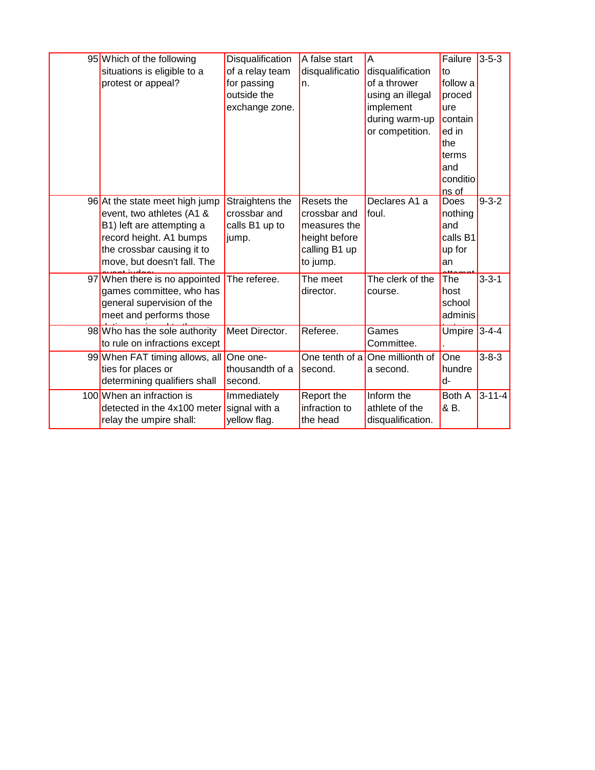| | | | | | | |
|---|---|---|---|---|---|---|
| 95 | Which of the following situations is eligible to a protest or appeal? | Disqualification of a relay team for passing outside the exchange zone. | A false start disqualification. | A disqualification of a thrower using an illegal implement during warm-up or competition. | Failure to follow a procedure contained in the terms and conditions of | 3-5-3 |
| 96 | At the state meet high jump event, two athletes (A1 & B1) left are attempting a record height. A1 bumps the crossbar causing it to move, but doesn't fall. The event judge: | Straightens the crossbar and calls B1 up to jump. | Resets the crossbar and measures the height before calling B1 up to jump. | Declares A1 a foul. | Does nothing and calls B1 up for an attempt | 9-3-2 |
| 97 | When there is no appointed games committee, who has general supervision of the meet and performs those duties | The referee. | The meet director. | The clerk of the course. | The host school adminis | 3-3-1 |
| 98 | Who has the sole authority to rule on infractions except | Meet Director. | Referee. | Games Committee. | Umpire. | 3-4-4 |
| 99 | When FAT timing allows, all ties for places or determining qualifiers shall | One one-thousandth of a second. | One tenth of a second. | One millionth of a second. | One hundred- | 3-8-3 |
| 100 | When an infraction is detected in the 4x100 meter relay the umpire shall: | Immediately signal with a yellow flag. | Report the infraction to the head | Inform the athlete of the disqualification. | Both A & B. | 3-11-4 |